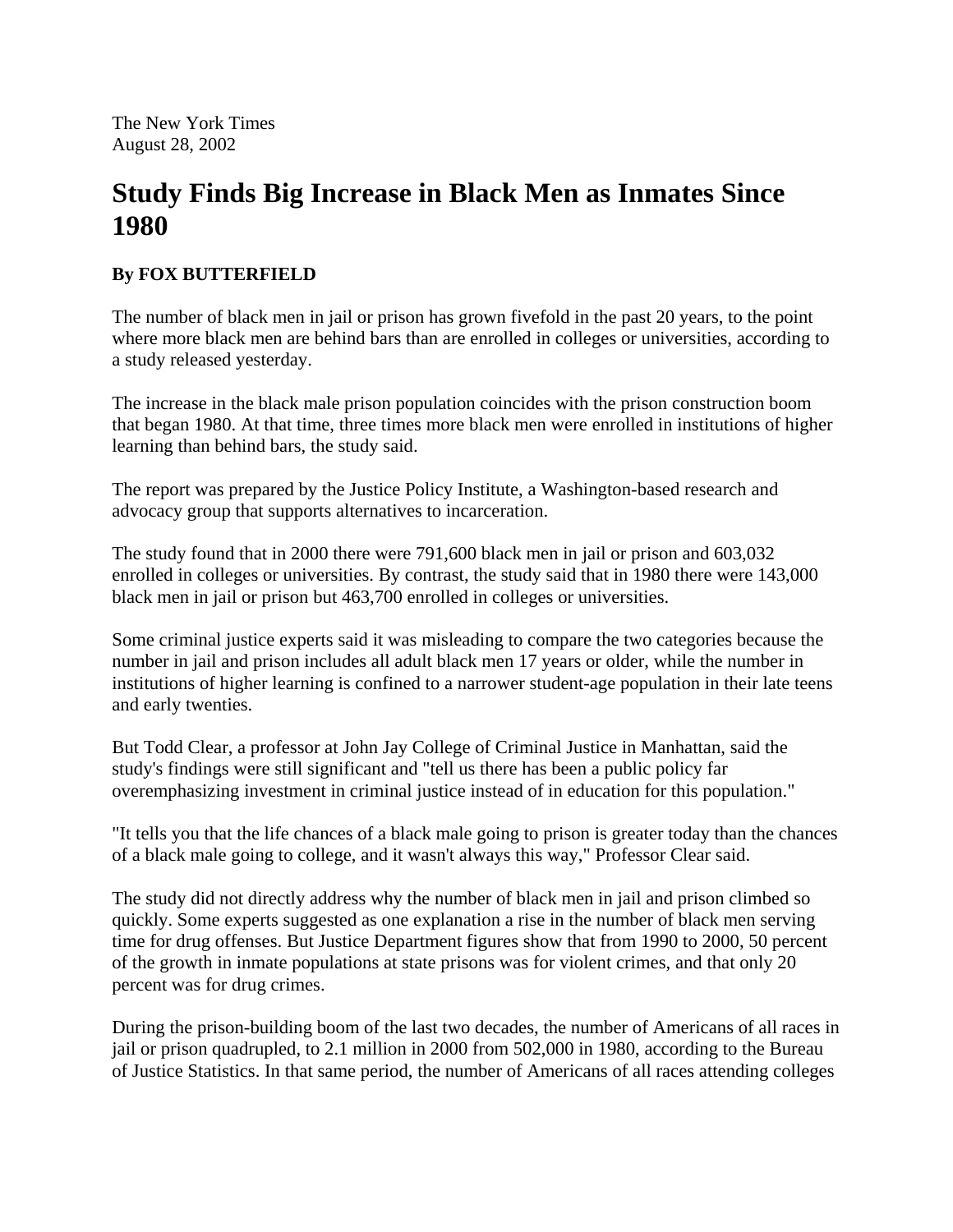The New York Times
August 28, 2002

# Study Finds Big Increase in Black Men as Inmates Since 1980

**By FOX BUTTERFIELD**

The number of black men in jail or prison has grown fivefold in the past 20 years, to the point where more black men are behind bars than are enrolled in colleges or universities, according to a study released yesterday.

The increase in the black male prison population coincides with the prison construction boom that began 1980. At that time, three times more black men were enrolled in institutions of higher learning than behind bars, the study said.

The report was prepared by the Justice Policy Institute, a Washington-based research and advocacy group that supports alternatives to incarceration.

The study found that in 2000 there were 791,600 black men in jail or prison and 603,032 enrolled in colleges or universities. By contrast, the study said that in 1980 there were 143,000 black men in jail or prison but 463,700 enrolled in colleges or universities.

Some criminal justice experts said it was misleading to compare the two categories because the number in jail and prison includes all adult black men 17 years or older, while the number in institutions of higher learning is confined to a narrower student-age population in their late teens and early twenties.

But Todd Clear, a professor at John Jay College of Criminal Justice in Manhattan, said the study's findings were still significant and "tell us there has been a public policy far overemphasizing investment in criminal justice instead of in education for this population."

"It tells you that the life chances of a black male going to prison is greater today than the chances of a black male going to college, and it wasn't always this way," Professor Clear said.

The study did not directly address why the number of black men in jail and prison climbed so quickly. Some experts suggested as one explanation a rise in the number of black men serving time for drug offenses. But Justice Department figures show that from 1990 to 2000, 50 percent of the growth in inmate populations at state prisons was for violent crimes, and that only 20 percent was for drug crimes.

During the prison-building boom of the last two decades, the number of Americans of all races in jail or prison quadrupled, to 2.1 million in 2000 from 502,000 in 1980, according to the Bureau of Justice Statistics. In that same period, the number of Americans of all races attending colleges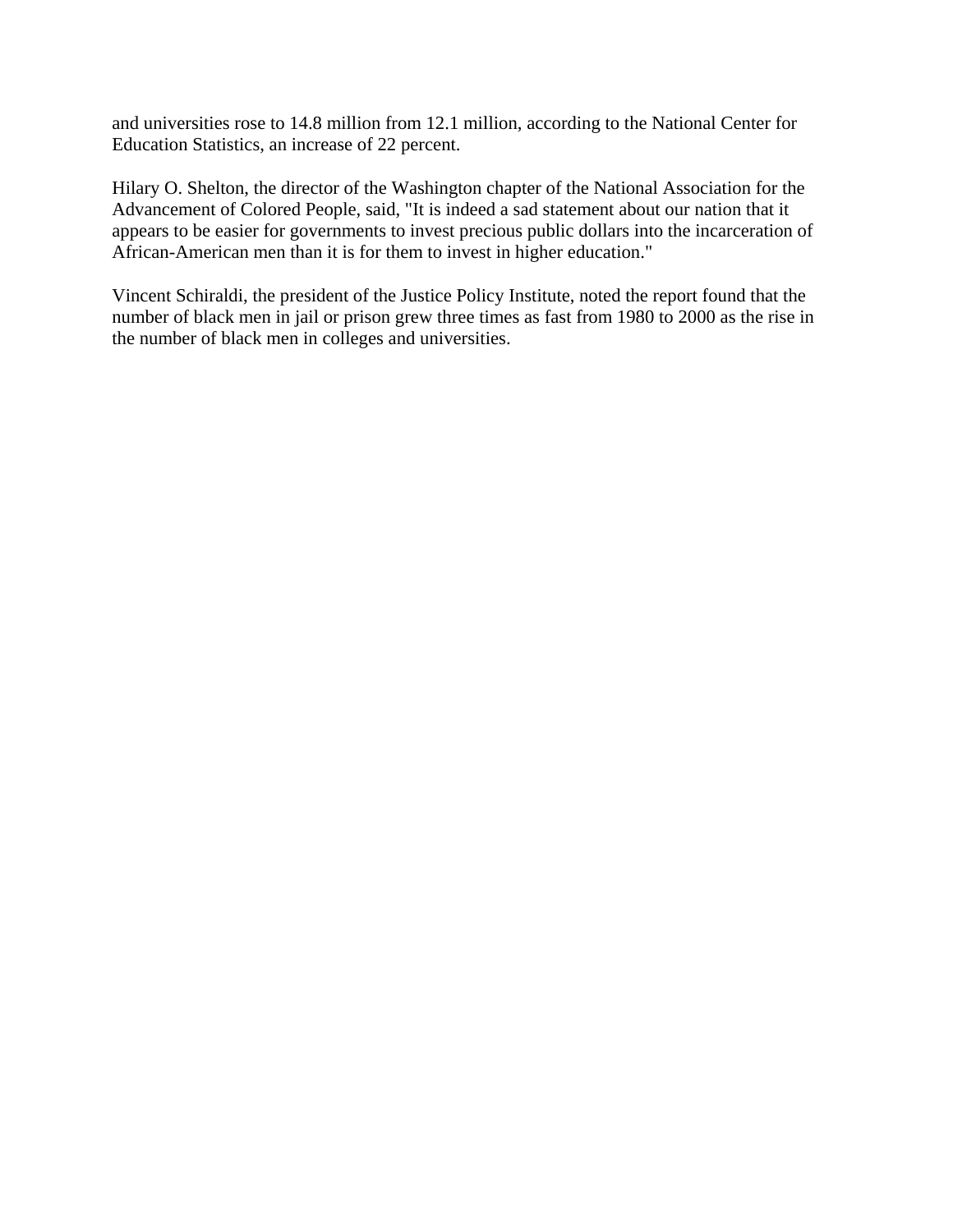and universities rose to 14.8 million from 12.1 million, according to the National Center for Education Statistics, an increase of 22 percent.

Hilary O. Shelton, the director of the Washington chapter of the National Association for the Advancement of Colored People, said, "It is indeed a sad statement about our nation that it appears to be easier for governments to invest precious public dollars into the incarceration of African-American men than it is for them to invest in higher education."

Vincent Schiraldi, the president of the Justice Policy Institute, noted the report found that the number of black men in jail or prison grew three times as fast from 1980 to 2000 as the rise in the number of black men in colleges and universities.